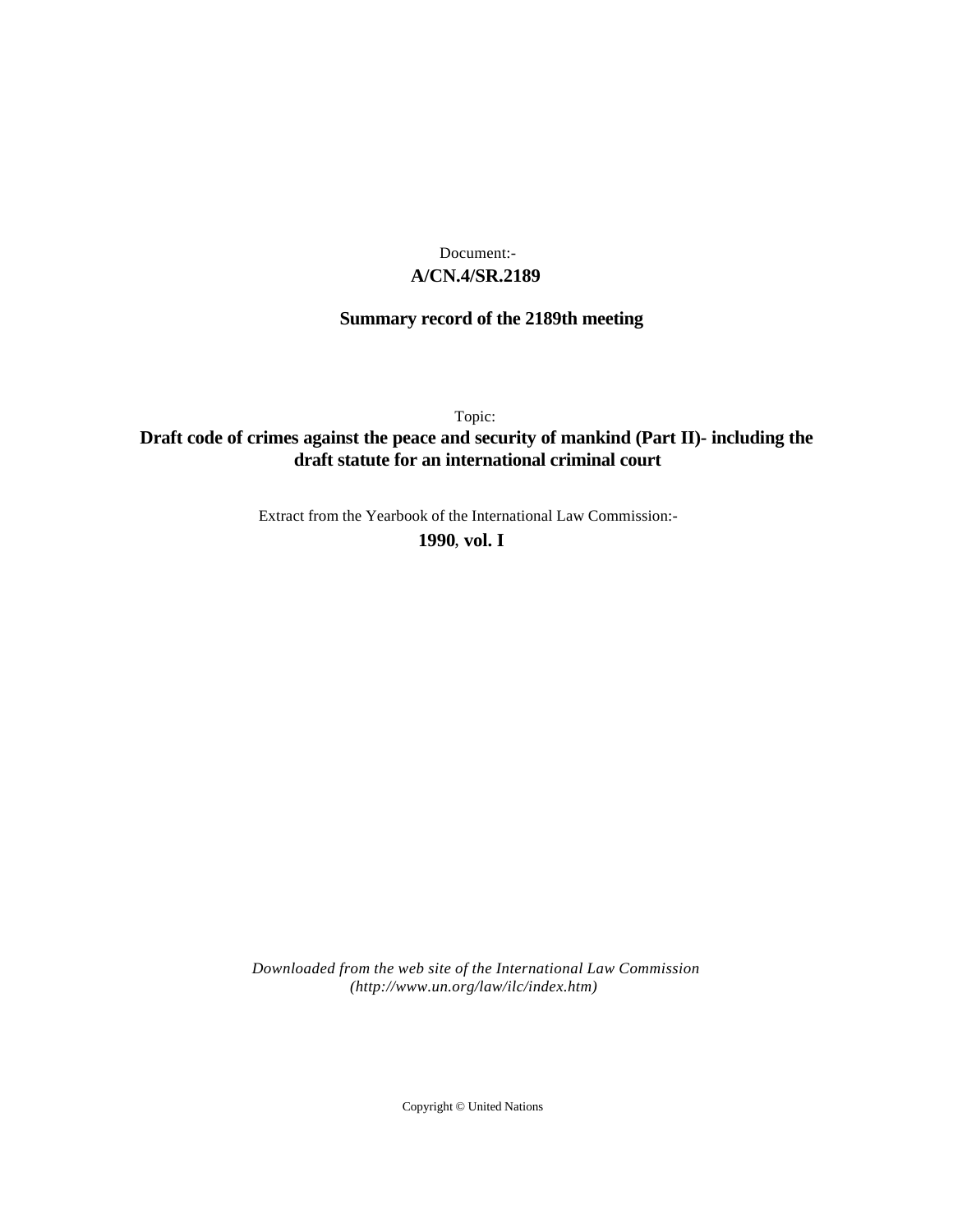Document:-

**A/CN.4/SR.2189**

**Summary record of the 2189th meeting**

Topic:

**Draft code of crimes against the peace and security of mankind (Part II)- including the draft statute for an international criminal court**

Extract from the Yearbook of the International Law Commission:-

**1990, vol. I**

*Downloaded from the web site of the International Law Commission (http://www.un.org/law/ilc/index.htm)*

Copyright © United Nations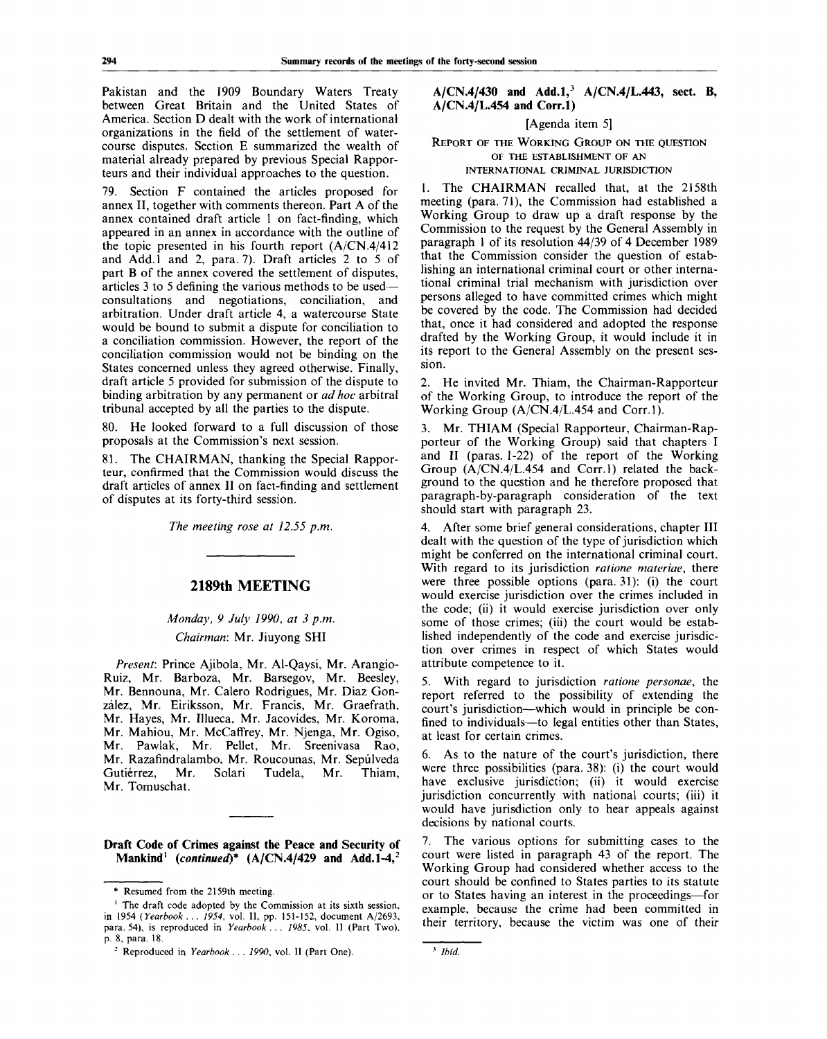Pakistan and the 1909 Boundary Waters Treaty between Great Britain and the United States of America. Section D dealt with the work of international organizations in the field of the settlement of watercourse disputes. Section E summarized the wealth of material already prepared by previous Special Rapporteurs and their individual approaches to the question.

79. Section F contained the articles proposed for annex II, together with comments thereon. Part A of the annex contained draft article 1 on fact-finding, which appeared in an annex in accordance with the outline of the topic presented in his fourth report (A/CN.4/412 and Add.1 and 2, para. 7). Draft articles 2 to 5 of part B of the annex covered the settlement of disputes, articles 3 to 5 defining the various methods to be used—consultations and negotiations, conciliation, and arbitration. Under draft article 4, a watercourse State would be bound to submit a dispute for conciliation to a conciliation commission. However, the report of the conciliation commission would not be binding on the States concerned unless they agreed otherwise. Finally, draft article 5 provided for submission of the dispute to binding arbitration by any permanent or *ad hoc* arbitral tribunal accepted by all the parties to the dispute.

80. He looked forward to a full discussion of those proposals at the Commission's next session.

81. The CHAIRMAN, thanking the Special Rapporteur, confirmed that the Commission would discuss the draft articles of annex II on fact-finding and settlement of disputes at its forty-third session.

*The meeting rose at 12.55 p.m.*

---

## 2189th MEETING

*Monday, 9 July 1990, at 3 p.m.*

*Chairman*: Mr. Jiuyong SHI

*Present*: Prince Ajibola, Mr. Al-Qaysi, Mr. Arangio-Ruiz, Mr. Barboza, Mr. Barsegov, Mr. Beesley, Mr. Bennouna, Mr. Calero Rodrigues, Mr. Díaz González, Mr. Eiriksson, Mr. Francis, Mr. Graefrath, Mr. Hayes, Mr. Illueca, Mr. Jacovides, Mr. Koroma, Mr. Mahiou, Mr. McCaffrey, Mr. Njenga, Mr. Ogiso, Mr. Pawlak, Mr. Pellet, Mr. Sreenivasa Rao, Mr. Razafindralambo, Mr. Roucounas, Mr. Sepúlveda Gutiérrez, Mr. Solari Tudela, Mr. Thiam, Mr. Tomuschat.

---

### Draft Code of Crimes against the Peace and Security of Mankind[1] (*continued*)* (A/CN.4/429 and Add.1-4,[2] A/CN.4/430 and Add.1,[3] A/CN.4/L.443, sect. B, A/CN.4/L.454 and Corr.1)

[Agenda item 5]

#### REPORT OF THE WORKING GROUP ON THE QUESTION OF THE ESTABLISHMENT OF AN INTERNATIONAL CRIMINAL JURISDICTION

1. The CHAIRMAN recalled that, at the 2158th meeting (para. 71), the Commission had established a Working Group to draw up a draft response by the Commission to the request by the General Assembly in paragraph 1 of its resolution 44/39 of 4 December 1989 that the Commission consider the question of establishing an international criminal court or other international criminal trial mechanism with jurisdiction over persons alleged to have committed crimes which might be covered by the code. The Commission had decided that, once it had considered and adopted the response drafted by the Working Group, it would include it in its report to the General Assembly on the present session.

2. He invited Mr. Thiam, the Chairman-Rapporteur of the Working Group, to introduce the report of the Working Group (A/CN.4/L.454 and Corr.1).

3. Mr. THIAM (Special Rapporteur, Chairman-Rapporteur of the Working Group) said that chapters I and II (paras. 1-22) of the report of the Working Group (A/CN.4/L.454 and Corr.1) related the background to the question and he therefore proposed that paragraph-by-paragraph consideration of the text should start with paragraph 23.

4. After some brief general considerations, chapter III dealt with the question of the type of jurisdiction which might be conferred on the international criminal court. With regard to its jurisdiction *ratione materiae*, there were three possible options (para. 31): (i) the court would exercise jurisdiction over the crimes included in the code; (ii) it would exercise jurisdiction over only some of those crimes; (iii) the court would be established independently of the code and exercise jurisdiction over crimes in respect of which States would attribute competence to it.

5. With regard to jurisdiction *ratione personae*, the report referred to the possibility of extending the court's jurisdiction—which would in principle be confined to individuals—to legal entities other than States, at least for certain crimes.

6. As to the nature of the court's jurisdiction, there were three possibilities (para. 38): (i) the court would have exclusive jurisdiction; (ii) it would exercise jurisdiction concurrently with national courts; (iii) it would have jurisdiction only to hear appeals against decisions by national courts.

7. The various options for submitting cases to the court were listed in paragraph 43 of the report. The Working Group had considered whether access to the court should be confined to States parties to its statute or to States having an interest in the proceedings—for example, because the crime had been committed in their territory, because the victim was one of their

---

\* Resumed from the 2159th meeting.

[1] The draft code adopted by the Commission at its sixth session, in 1954 (*Yearbook ... 1954*, vol. II, pp. 151-152, document A/2693, para. 54), is reproduced in *Yearbook ... 1985*, vol. II (Part Two), p. 8, para. 18.

[2] Reproduced in *Yearbook ... 1990*, vol. II (Part One).

[3] *Ibid.*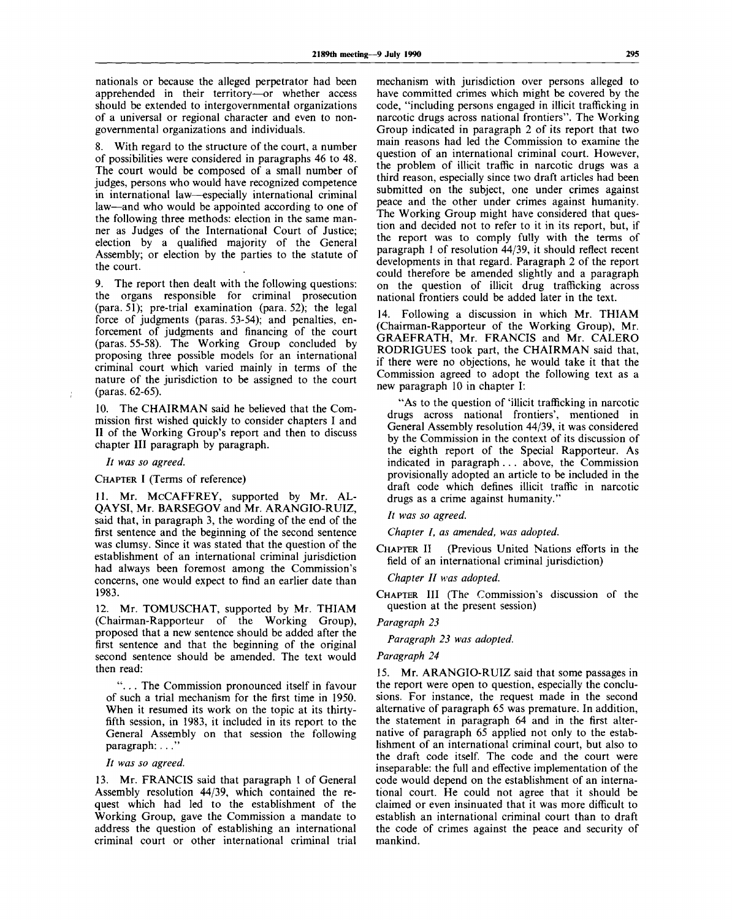nationals or because the alleged perpetrator had been apprehended in their territory—or whether access should be extended to intergovernmental organizations of a universal or regional character and even to non-governmental organizations and individuals.

8. With regard to the structure of the court, a number of possibilities were considered in paragraphs 46 to 48. The court would be composed of a small number of judges, persons who would have recognized competence in international law—especially international criminal law—and who would be appointed according to one of the following three methods: election in the same manner as Judges of the International Court of Justice; election by a qualified majority of the General Assembly; or election by the parties to the statute of the court.

9. The report then dealt with the following questions: the organs responsible for criminal prosecution (para. 51); pre-trial examination (para. 52); the legal force of judgments (paras. 53-54); and penalties, enforcement of judgments and financing of the court (paras. 55-58). The Working Group concluded by proposing three possible models for an international criminal court which varied mainly in terms of the nature of the jurisdiction to be assigned to the court (paras. 62-65).

10. The CHAIRMAN said he believed that the Commission first wished quickly to consider chapters I and II of the Working Group's report and then to discuss chapter III paragraph by paragraph.

*It was so agreed.*

CHAPTER I (Terms of reference)

11. Mr. McCAFFREY, supported by Mr. AL-QAYSI, Mr. BARSEGOV and Mr. ARANGIO-RUIZ, said that, in paragraph 3, the wording of the end of the first sentence and the beginning of the second sentence was clumsy. Since it was stated that the question of the establishment of an international criminal jurisdiction had always been foremost among the Commission's concerns, one would expect to find an earlier date than 1983.

12. Mr. TOMUSCHAT, supported by Mr. THIAM (Chairman-Rapporteur of the Working Group), proposed that a new sentence should be added after the first sentence and that the beginning of the original second sentence should be amended. The text would then read:

"... The Commission pronounced itself in favour of such a trial mechanism for the first time in 1950. When it resumed its work on the topic at its thirty-fifth session, in 1983, it included in its report to the General Assembly on that session the following paragraph: ..."

*It was so agreed.*

13. Mr. FRANCIS said that paragraph 1 of General Assembly resolution 44/39, which contained the request which had led to the establishment of the Working Group, gave the Commission a mandate to address the question of establishing an international criminal court or other international criminal trial mechanism with jurisdiction over persons alleged to have committed crimes which might be covered by the code, "including persons engaged in illicit trafficking in narcotic drugs across national frontiers". The Working Group indicated in paragraph 2 of its report that two main reasons had led the Commission to examine the question of an international criminal court. However, the problem of illicit traffic in narcotic drugs was a third reason, especially since two draft articles had been submitted on the subject, one under crimes against peace and the other under crimes against humanity. The Working Group might have considered that question and decided not to refer to it in its report, but, if the report was to comply fully with the terms of paragraph 1 of resolution 44/39, it should reflect recent developments in that regard. Paragraph 2 of the report could therefore be amended slightly and a paragraph on the question of illicit drug trafficking across national frontiers could be added later in the text.

14. Following a discussion in which Mr. THIAM (Chairman-Rapporteur of the Working Group), Mr. GRAEFRATH, Mr. FRANCIS and Mr. CALERO RODRIGUES took part, the CHAIRMAN said that, if there were no objections, he would take it that the Commission agreed to adopt the following text as a new paragraph 10 in chapter I:

"As to the question of 'illicit trafficking in narcotic drugs across national frontiers', mentioned in General Assembly resolution 44/39, it was considered by the Commission in the context of its discussion of the eighth report of the Special Rapporteur. As indicated in paragraph ... above, the Commission provisionally adopted an article to be included in the draft code which defines illicit traffic in narcotic drugs as a crime against humanity."

*It was so agreed.*

*Chapter I, as amended, was adopted.*

CHAPTER II (Previous United Nations efforts in the field of an international criminal jurisdiction)

*Chapter II was adopted.*

CHAPTER III (The Commission's discussion of the question at the present session)

*Paragraph 23*

*Paragraph 23 was adopted.*

*Paragraph 24*

15. Mr. ARANGIO-RUIZ said that some passages in the report were open to question, especially the conclusions. For instance, the request made in the second alternative of paragraph 65 was premature. In addition, the statement in paragraph 64 and in the first alternative of paragraph 65 applied not only to the establishment of an international criminal court, but also to the draft code itself. The code and the court were inseparable: the full and effective implementation of the code would depend on the establishment of an international court. He could not agree that it should be claimed or even insinuated that it was more difficult to establish an international criminal court than to draft the code of crimes against the peace and security of mankind.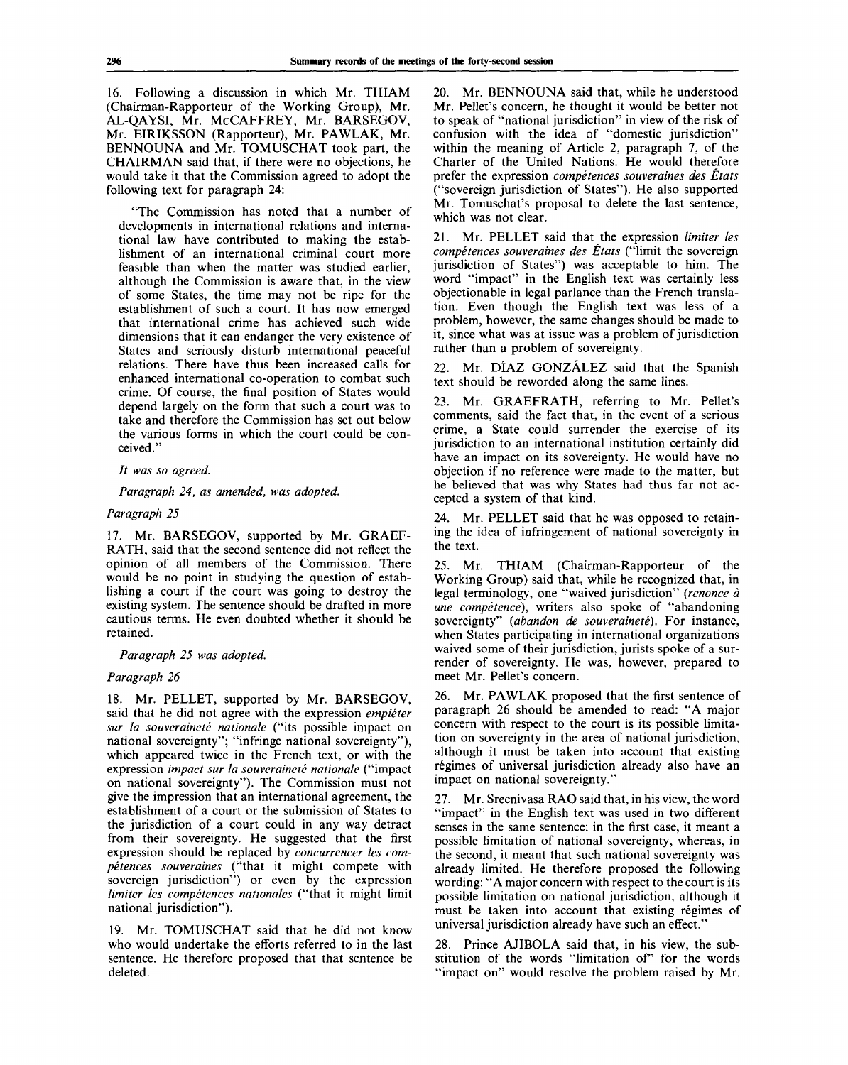16. Following a discussion in which Mr. THIAM (Chairman-Rapporteur of the Working Group), Mr. AL-QAYSI, Mr. McCAFFREY, Mr. BARSEGOV, Mr. EIRIKSSON (Rapporteur), Mr. PAWLAK, Mr. BENNOUNA and Mr. TOMUSCHAT took part, the CHAIRMAN said that, if there were no objections, he would take it that the Commission agreed to adopt the following text for paragraph 24:

"The Commission has noted that a number of developments in international relations and international law have contributed to making the establishment of an international criminal court more feasible than when the matter was studied earlier, although the Commission is aware that, in the view of some States, the time may not be ripe for the establishment of such a court. It has now emerged that international crime has achieved such wide dimensions that it can endanger the very existence of States and seriously disturb international peaceful relations. There have thus been increased calls for enhanced international co-operation to combat such crime. Of course, the final position of States would depend largely on the form that such a court was to take and therefore the Commission has set out below the various forms in which the court could be conceived."

*It was so agreed.*

*Paragraph 24, as amended, was adopted.*

*Paragraph 25*

17. Mr. BARSEGOV, supported by Mr. GRAEFRATH, said that the second sentence did not reflect the opinion of all members of the Commission. There would be no point in studying the question of establishing a court if the court was going to destroy the existing system. The sentence should be drafted in more cautious terms. He even doubted whether it should be retained.

*Paragraph 25 was adopted.*

*Paragraph 26*

18. Mr. PELLET, supported by Mr. BARSEGOV, said that he did not agree with the expression *empiéter sur la souveraineté nationale* ("its possible impact on national sovereignty"; "infringe national sovereignty"), which appeared twice in the French text, or with the expression *impact sur la souveraineté nationale* ("impact on national sovereignty"). The Commission must not give the impression that an international agreement, the establishment of a court or the submission of States to the jurisdiction of a court could in any way detract from their sovereignty. He suggested that the first expression should be replaced by *concurrencer les compétences souveraines* ("that it might compete with sovereign jurisdiction") or even by the expression *limiter les compétences nationales* ("that it might limit national jurisdiction").

19. Mr. TOMUSCHAT said that he did not know who would undertake the efforts referred to in the last sentence. He therefore proposed that that sentence be deleted.

20. Mr. BENNOUNA said that, while he understood Mr. Pellet's concern, he thought it would be better not to speak of "national jurisdiction" in view of the risk of confusion with the idea of "domestic jurisdiction" within the meaning of Article 2, paragraph 7, of the Charter of the United Nations. He would therefore prefer the expression *compétences souveraines des États* ("sovereign jurisdiction of States"). He also supported Mr. Tomuschat's proposal to delete the last sentence, which was not clear.

21. Mr. PELLET said that the expression *limiter les compétences souveraines des États* ("limit the sovereign jurisdiction of States") was acceptable to him. The word "impact" in the English text was certainly less objectionable in legal parlance than the French translation. Even though the English text was less of a problem, however, the same changes should be made to it, since what was at issue was a problem of jurisdiction rather than a problem of sovereignty.

22. Mr. DÍAZ GONZÁLEZ said that the Spanish text should be reworded along the same lines.

23. Mr. GRAEFRATH, referring to Mr. Pellet's comments, said the fact that, in the event of a serious crime, a State could surrender the exercise of its jurisdiction to an international institution certainly did have an impact on its sovereignty. He would have no objection if no reference were made to the matter, but he believed that was why States had thus far not accepted a system of that kind.

24. Mr. PELLET said that he was opposed to retaining the idea of infringement of national sovereignty in the text.

25. Mr. THIAM (Chairman-Rapporteur of the Working Group) said that, while he recognized that, in legal terminology, one "waived jurisdiction" (*renonce à une compétence*), writers also spoke of "abandoning sovereignty" (*abandon de souveraineté*). For instance, when States participating in international organizations waived some of their jurisdiction, jurists spoke of a surrender of sovereignty. He was, however, prepared to meet Mr. Pellet's concern.

26. Mr. PAWLAK proposed that the first sentence of paragraph 26 should be amended to read: "A major concern with respect to the court is its possible limitation on sovereignty in the area of national jurisdiction, although it must be taken into account that existing régimes of universal jurisdiction already also have an impact on national sovereignty."

27. Mr. Sreenivasa RAO said that, in his view, the word "impact" in the English text was used in two different senses in the same sentence: in the first case, it meant a possible limitation of national sovereignty, whereas, in the second, it meant that such national sovereignty was already limited. He therefore proposed the following wording: "A major concern with respect to the court is its possible limitation on national jurisdiction, although it must be taken into account that existing régimes of universal jurisdiction already have such an effect."

28. Prince AJIBOLA said that, in his view, the substitution of the words "limitation of" for the words "impact on" would resolve the problem raised by Mr.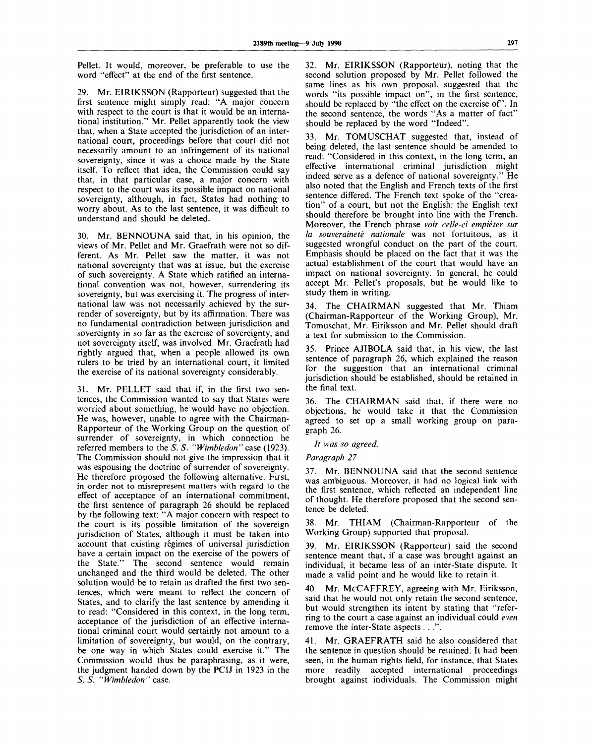Pellet. It would, moreover, be preferable to use the word "effect" at the end of the first sentence.

29. Mr. EIRIKSSON (Rapporteur) suggested that the first sentence might simply read: "A major concern with respect to the court is that it would be an international institution." Mr. Pellet apparently took the view that, when a State accepted the jurisdiction of an international court, proceedings before that court did not necessarily amount to an infringement of its national sovereignty, since it was a choice made by the State itself. To reflect that idea, the Commission could say that, in that particular case, a major concern with respect to the court was its possible impact on national sovereignty, although, in fact, States had nothing to worry about. As to the last sentence, it was difficult to understand and should be deleted.

30. Mr. BENNOUNA said that, in his opinion, the views of Mr. Pellet and Mr. Graefrath were not so different. As Mr. Pellet saw the matter, it was not national sovereignty that was at issue, but the exercise of such sovereignty. A State which ratified an international convention was not, however, surrendering its sovereignty, but was exercising it. The progress of international law was not necessarily achieved by the surrender of sovereignty, but by its affirmation. There was no fundamental contradiction between jurisdiction and sovereignty in so far as the exercise of sovereignty, and not sovereignty itself, was involved. Mr. Graefrath had rightly argued that, when a people allowed its own rulers to be tried by an international court, it limited the exercise of its national sovereignty considerably.

31. Mr. PELLET said that if, in the first two sentences, the Commission wanted to say that States were worried about something, he would have no objection. He was, however, unable to agree with the Chairman-Rapporteur of the Working Group on the question of surrender of sovereignty, in which connection he referred members to the *S. S. "Wimbledon"* case (1923). The Commission should not give the impression that it was espousing the doctrine of surrender of sovereignty. He therefore proposed the following alternative. First, in order not to misrepresent matters with regard to the effect of acceptance of an international commitment, the first sentence of paragraph 26 should be replaced by the following text: "A major concern with respect to the court is its possible limitation of the sovereign jurisdiction of States, although it must be taken into account that existing régimes of universal jurisdiction have a certain impact on the exercise of the powers of the State." The second sentence would remain unchanged and the third would be deleted. The other solution would be to retain as drafted the first two sentences, which were meant to reflect the concern of States, and to clarify the last sentence by amending it to read: "Considered in this context, in the long term, acceptance of the jurisdiction of an effective international criminal court would certainly not amount to a limitation of sovereignty, but would, on the contrary, be one way in which States could exercise it." The Commission would thus be paraphrasing, as it were, the judgment handed down by the PCIJ in 1923 in the *S. S. "Wimbledon"* case.

32. Mr. EIRIKSSON (Rapporteur), noting that the second solution proposed by Mr. Pellet followed the same lines as his own proposal, suggested that the words "its possible impact on", in the first sentence, should be replaced by "the effect on the exercise of". In the second sentence, the words "As a matter of fact" should be replaced by the word "Indeed".

33. Mr. TOMUSCHAT suggested that, instead of being deleted, the last sentence should be amended to read: "Considered in this context, in the long term, an effective international criminal jurisdiction might indeed serve as a defence of national sovereignty." He also noted that the English and French texts of the first sentence differed. The French text spoke of the "creation" of a court, but not the English: the English text should therefore be brought into line with the French. Moreover, the French phrase *voir celle-ci empiéter sur la souveraineté nationale* was not fortuitous, as it suggested wrongful conduct on the part of the court. Emphasis should be placed on the fact that it was the actual establishment of the court that would have an impact on national sovereignty. In general, he could accept Mr. Pellet's proposals, but he would like to study them in writing.

34. The CHAIRMAN suggested that Mr. Thiam (Chairman-Rapporteur of the Working Group), Mr. Tomuschat, Mr. Eiriksson and Mr. Pellet should draft a text for submission to the Commission.

35. Prince AJIBOLA said that, in his view, the last sentence of paragraph 26, which explained the reason for the suggestion that an international criminal jurisdiction should be established, should be retained in the final text.

36. The CHAIRMAN said that, if there were no objections, he would take it that the Commission agreed to set up a small working group on paragraph 26.

*It was so agreed.*

*Paragraph 27*

37. Mr. BENNOUNA said that the second sentence was ambiguous. Moreover, it had no logical link with the first sentence, which reflected an independent line of thought. He therefore proposed that the second sentence be deleted.

38. Mr. THIAM (Chairman-Rapporteur of the Working Group) supported that proposal.

39. Mr. EIRIKSSON (Rapporteur) said the second sentence meant that, if a case was brought against an individual, it became less of an inter-State dispute. It made a valid point and he would like to retain it.

40. Mr. McCAFFREY, agreeing with Mr. Eiriksson, said that he would not only retain the second sentence, but would strengthen its intent by stating that "referring to the court a case against an individual could *even* remove the inter-State aspects . . .".

41. Mr. GRAEFRATH said he also considered that the sentence in question should be retained. It had been seen, in the human rights field, for instance, that States more readily accepted international proceedings brought against individuals. The Commission might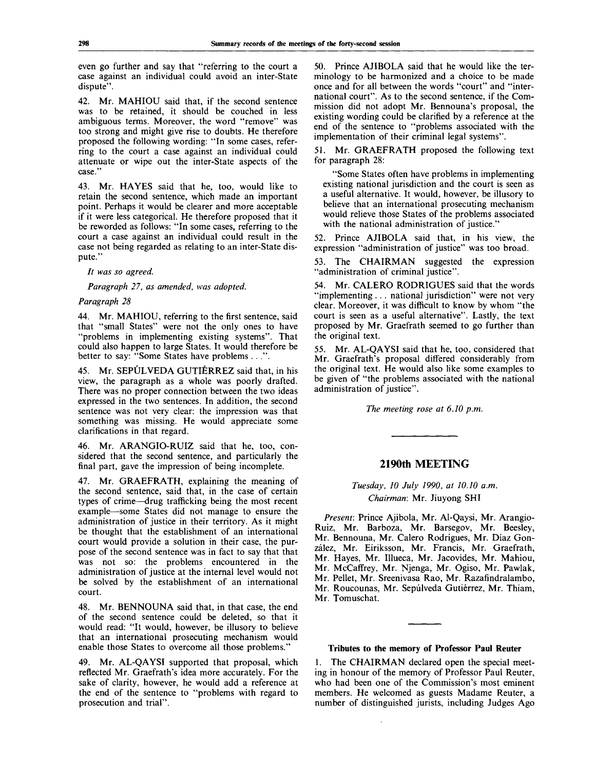even go further and say that "referring to the court a case against an individual could avoid an inter-State dispute".

42. Mr. MAHIOU said that, if the second sentence was to be retained, it should be couched in less ambiguous terms. Moreover, the word "remove" was too strong and might give rise to doubts. He therefore proposed the following wording: "In some cases, referring to the court a case against an individual could attenuate or wipe out the inter-State aspects of the case."

43. Mr. HAYES said that he, too, would like to retain the second sentence, which made an important point. Perhaps it would be clearer and more acceptable if it were less categorical. He therefore proposed that it be reworded as follows: "In some cases, referring to the court a case against an individual could result in the case not being regarded as relating to an inter-State dispute."

*It was so agreed.*

*Paragraph 27, as amended, was adopted.*

*Paragraph 28*

44. Mr. MAHIOU, referring to the first sentence, said that "small States" were not the only ones to have "problems in implementing existing systems". That could also happen to large States. It would therefore be better to say: "Some States have problems . . .".

45. Mr. SEPÚLVEDA GUTIÉRREZ said that, in his view, the paragraph as a whole was poorly drafted. There was no proper connection between the two ideas expressed in the two sentences. In addition, the second sentence was not very clear: the impression was that something was missing. He would appreciate some clarifications in that regard.

46. Mr. ARANGIO-RUIZ said that he, too, considered that the second sentence, and particularly the final part, gave the impression of being incomplete.

47. Mr. GRAEFRATH, explaining the meaning of the second sentence, said that, in the case of certain types of crime—drug trafficking being the most recent example—some States did not manage to ensure the administration of justice in their territory. As it might be thought that the establishment of an international court would provide a solution in their case, the purpose of the second sentence was in fact to say that that was not so: the problems encountered in the administration of justice at the internal level would not be solved by the establishment of an international court.

48. Mr. BENNOUNA said that, in that case, the end of the second sentence could be deleted, so that it would read: "It would, however, be illusory to believe that an international prosecuting mechanism would enable those States to overcome all those problems."

49. Mr. AL-QAYSI supported that proposal, which reflected Mr. Graefrath's idea more accurately. For the sake of clarity, however, he would add a reference at the end of the sentence to "problems with regard to prosecution and trial".

50. Prince AJIBOLA said that he would like the terminology to be harmonized and a choice to be made once and for all between the words "court" and "international court". As to the second sentence, if the Commission did not adopt Mr. Bennouna's proposal, the existing wording could be clarified by a reference at the end of the sentence to "problems associated with the implementation of their criminal legal systems".

51. Mr. GRAEFRATH proposed the following text for paragraph 28:

"Some States often have problems in implementing existing national jurisdiction and the court is seen as a useful alternative. It would, however, be illusory to believe that an international prosecuting mechanism would relieve those States of the problems associated with the national administration of justice."

52. Prince AJIBOLA said that, in his view, the expression "administration of justice" was too broad.

53. The CHAIRMAN suggested the expression "administration of criminal justice".

54. Mr. CALERO RODRIGUES said that the words "implementing . . . national jurisdiction" were not very clear. Moreover, it was difficult to know by whom "the court is seen as a useful alternative". Lastly, the text proposed by Mr. Graefrath seemed to go further than the original text.

55. Mr. AL-QAYSI said that he, too, considered that Mr. Graefrath's proposal differed considerably from the original text. He would also like some examples to be given of "the problems associated with the national administration of justice".

*The meeting rose at 6.10 p.m.*

---

## 2190th MEETING

*Tuesday, 10 July 1990, at 10.10 a.m.*

*Chairman*: Mr. Jiuyong SHI

*Present*: Prince Ajibola, Mr. Al-Qaysi, Mr. Arangio-Ruiz, Mr. Barboza, Mr. Barsegov, Mr. Beesley, Mr. Bennouna, Mr. Calero Rodrigues, Mr. Díaz González, Mr. Eiriksson, Mr. Francis, Mr. Graefrath, Mr. Hayes, Mr. Illueca, Mr. Jacovides, Mr. Mahiou, Mr. McCaffrey, Mr. Njenga, Mr. Ogiso, Mr. Pawlak, Mr. Pellet, Mr. Sreenivasa Rao, Mr. Razafindralambo, Mr. Roucounas, Mr. Sepúlveda Gutiérrez, Mr. Thiam, Mr. Tomuschat.

---

### Tributes to the memory of Professor Paul Reuter

1. The CHAIRMAN declared open the special meeting in honour of the memory of Professor Paul Reuter, who had been one of the Commission's most eminent members. He welcomed as guests Madame Reuter, a number of distinguished jurists, including Judges Ago